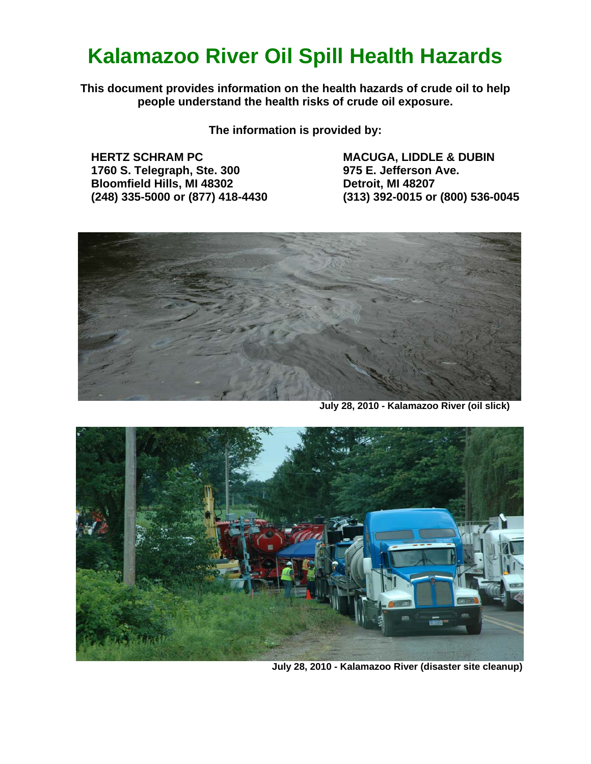# Kalamazoo River Oil Spill Health Hazards

**This document provides information on the health hazards of crude oil to help people understand the health risks of crude oil exposure.**

**The information is provided by:**

**HERTZ SCHRAM PC**
**1760 S. Telegraph, Ste. 300**
**Bloomfield Hills, MI 48302**
**(248) 335-5000 or (877) 418-4430**

**MACUGA, LIDDLE & DUBIN**
**975 E. Jefferson Ave.**
**Detroit, MI 48207**
**(313) 392-0015 or (800) 536-0045**

**July 28, 2010 - Kalamazoo River (oil slick)**

**July 28, 2010 - Kalamazoo River (disaster site cleanup)**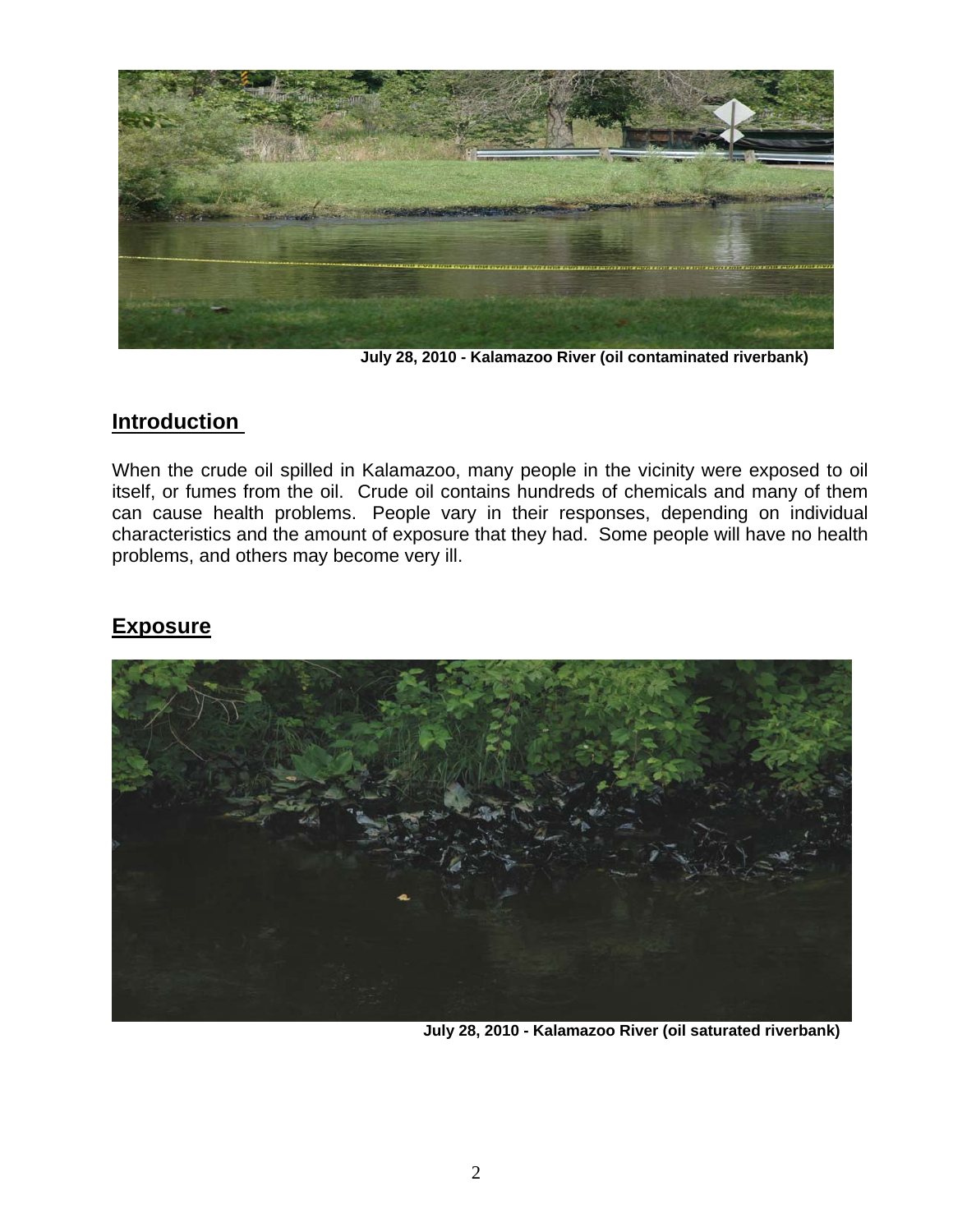July 28, 2010 - Kalamazoo River (oil contaminated riverbank)

## Introduction

When the crude oil spilled in Kalamazoo, many people in the vicinity were exposed to oil itself, or fumes from the oil. Crude oil contains hundreds of chemicals and many of them can cause health problems. People vary in their responses, depending on individual characteristics and the amount of exposure that they had. Some people will have no health problems, and others may become very ill.

## Exposure

July 28, 2010 - Kalamazoo River (oil saturated riverbank)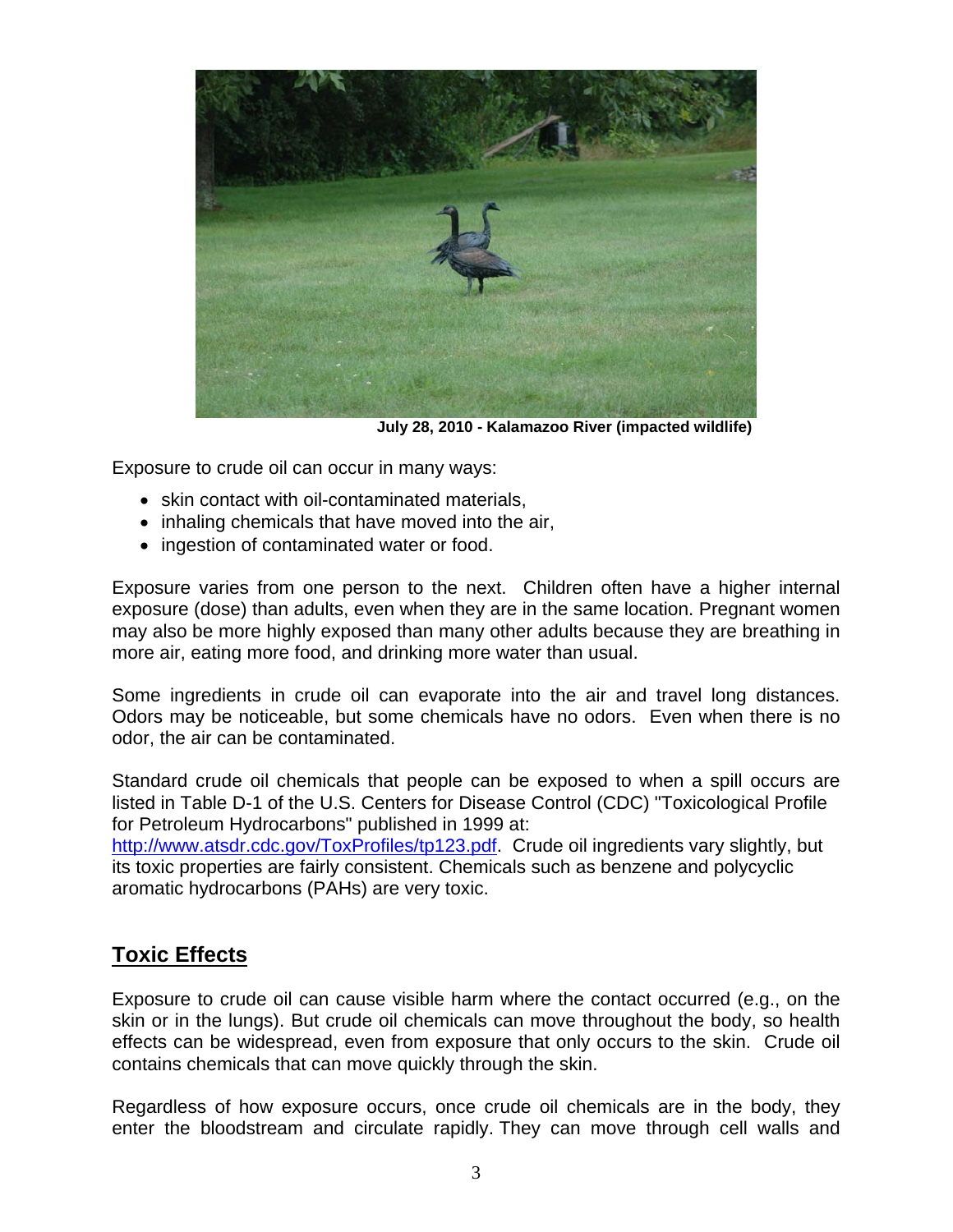July 28, 2010 - Kalamazoo River (impacted wildlife)

Exposure to crude oil can occur in many ways:

- skin contact with oil-contaminated materials,
- inhaling chemicals that have moved into the air,
- ingestion of contaminated water or food.

Exposure varies from one person to the next. Children often have a higher internal exposure (dose) than adults, even when they are in the same location. Pregnant women may also be more highly exposed than many other adults because they are breathing in more air, eating more food, and drinking more water than usual.

Some ingredients in crude oil can evaporate into the air and travel long distances. Odors may be noticeable, but some chemicals have no odors. Even when there is no odor, the air can be contaminated.

Standard crude oil chemicals that people can be exposed to when a spill occurs are listed in Table D-1 of the U.S. Centers for Disease Control (CDC) "Toxicological Profile for Petroleum Hydrocarbons" published in 1999 at: [http://www.atsdr.cdc.gov/ToxProfiles/tp123.pdf](http://www.atsdr.cdc.gov/ToxProfiles/tp123.pdf). Crude oil ingredients vary slightly, but its toxic properties are fairly consistent. Chemicals such as benzene and polycyclic aromatic hydrocarbons (PAHs) are very toxic.

## Toxic Effects

Exposure to crude oil can cause visible harm where the contact occurred (e.g., on the skin or in the lungs). But crude oil chemicals can move throughout the body, so health effects can be widespread, even from exposure that only occurs to the skin. Crude oil contains chemicals that can move quickly through the skin.

Regardless of how exposure occurs, once crude oil chemicals are in the body, they enter the bloodstream and circulate rapidly. They can move through cell walls and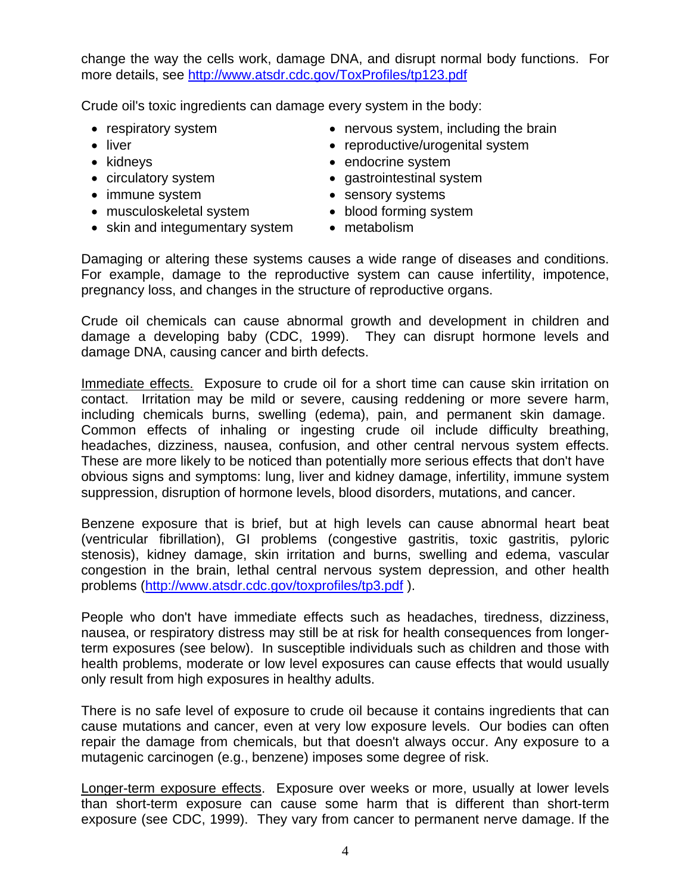change the way the cells work, damage DNA, and disrupt normal body functions. For more details, see http://www.atsdr.cdc.gov/ToxProfiles/tp123.pdf

Crude oil's toxic ingredients can damage every system in the body:

- respiratory system
- liver
- kidneys
- circulatory system
- immune system
- musculoskeletal system
- skin and integumentary system
- nervous system, including the brain
- reproductive/urogenital system
- endocrine system
- gastrointestinal system
- sensory systems
- blood forming system
- metabolism

Damaging or altering these systems causes a wide range of diseases and conditions. For example, damage to the reproductive system can cause infertility, impotence, pregnancy loss, and changes in the structure of reproductive organs.

Crude oil chemicals can cause abnormal growth and development in children and damage a developing baby (CDC, 1999). They can disrupt hormone levels and damage DNA, causing cancer and birth defects.

Immediate effects. Exposure to crude oil for a short time can cause skin irritation on contact. Irritation may be mild or severe, causing reddening or more severe harm, including chemicals burns, swelling (edema), pain, and permanent skin damage. Common effects of inhaling or ingesting crude oil include difficulty breathing, headaches, dizziness, nausea, confusion, and other central nervous system effects. These are more likely to be noticed than potentially more serious effects that don't have obvious signs and symptoms: lung, liver and kidney damage, infertility, immune system suppression, disruption of hormone levels, blood disorders, mutations, and cancer.

Benzene exposure that is brief, but at high levels can cause abnormal heart beat (ventricular fibrillation), GI problems (congestive gastritis, toxic gastritis, pyloric stenosis), kidney damage, skin irritation and burns, swelling and edema, vascular congestion in the brain, lethal central nervous system depression, and other health problems (http://www.atsdr.cdc.gov/toxprofiles/tp3.pdf ).

People who don't have immediate effects such as headaches, tiredness, dizziness, nausea, or respiratory distress may still be at risk for health consequences from longer-term exposures (see below). In susceptible individuals such as children and those with health problems, moderate or low level exposures can cause effects that would usually only result from high exposures in healthy adults.

There is no safe level of exposure to crude oil because it contains ingredients that can cause mutations and cancer, even at very low exposure levels. Our bodies can often repair the damage from chemicals, but that doesn't always occur. Any exposure to a mutagenic carcinogen (e.g., benzene) imposes some degree of risk.

Longer-term exposure effects. Exposure over weeks or more, usually at lower levels than short-term exposure can cause some harm that is different than short-term exposure (see CDC, 1999). They vary from cancer to permanent nerve damage. If the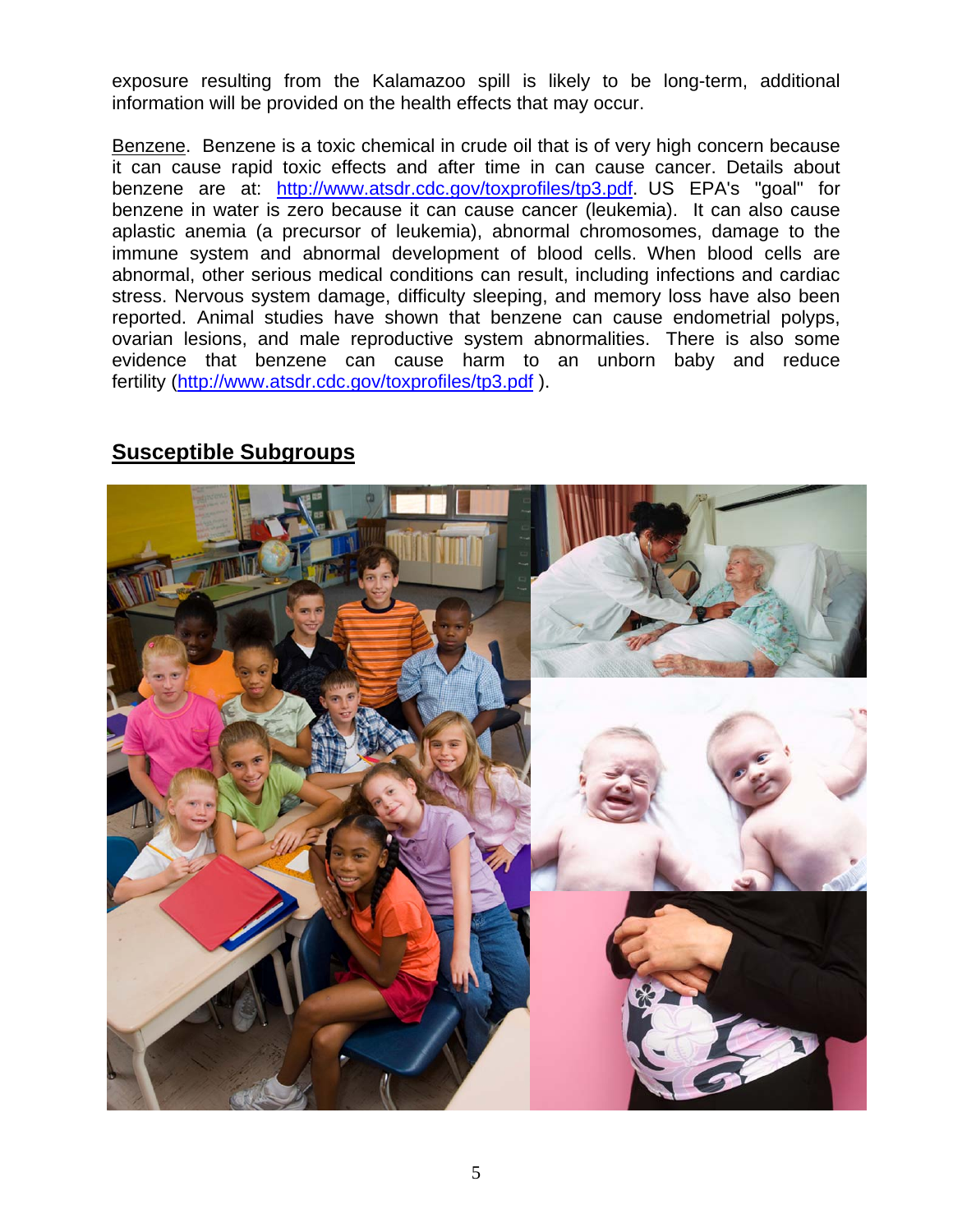exposure resulting from the Kalamazoo spill is likely to be long-term, additional information will be provided on the health effects that may occur.

Benzene. Benzene is a toxic chemical in crude oil that is of very high concern because it can cause rapid toxic effects and after time in can cause cancer. Details about benzene are at: http://www.atsdr.cdc.gov/toxprofiles/tp3.pdf. US EPA's "goal" for benzene in water is zero because it can cause cancer (leukemia). It can also cause aplastic anemia (a precursor of leukemia), abnormal chromosomes, damage to the immune system and abnormal development of blood cells. When blood cells are abnormal, other serious medical conditions can result, including infections and cardiac stress. Nervous system damage, difficulty sleeping, and memory loss have also been reported. Animal studies have shown that benzene can cause endometrial polyps, ovarian lesions, and male reproductive system abnormalities. There is also some evidence that benzene can cause harm to an unborn baby and reduce fertility (http://www.atsdr.cdc.gov/toxprofiles/tp3.pdf ).

## Susceptible Subgroups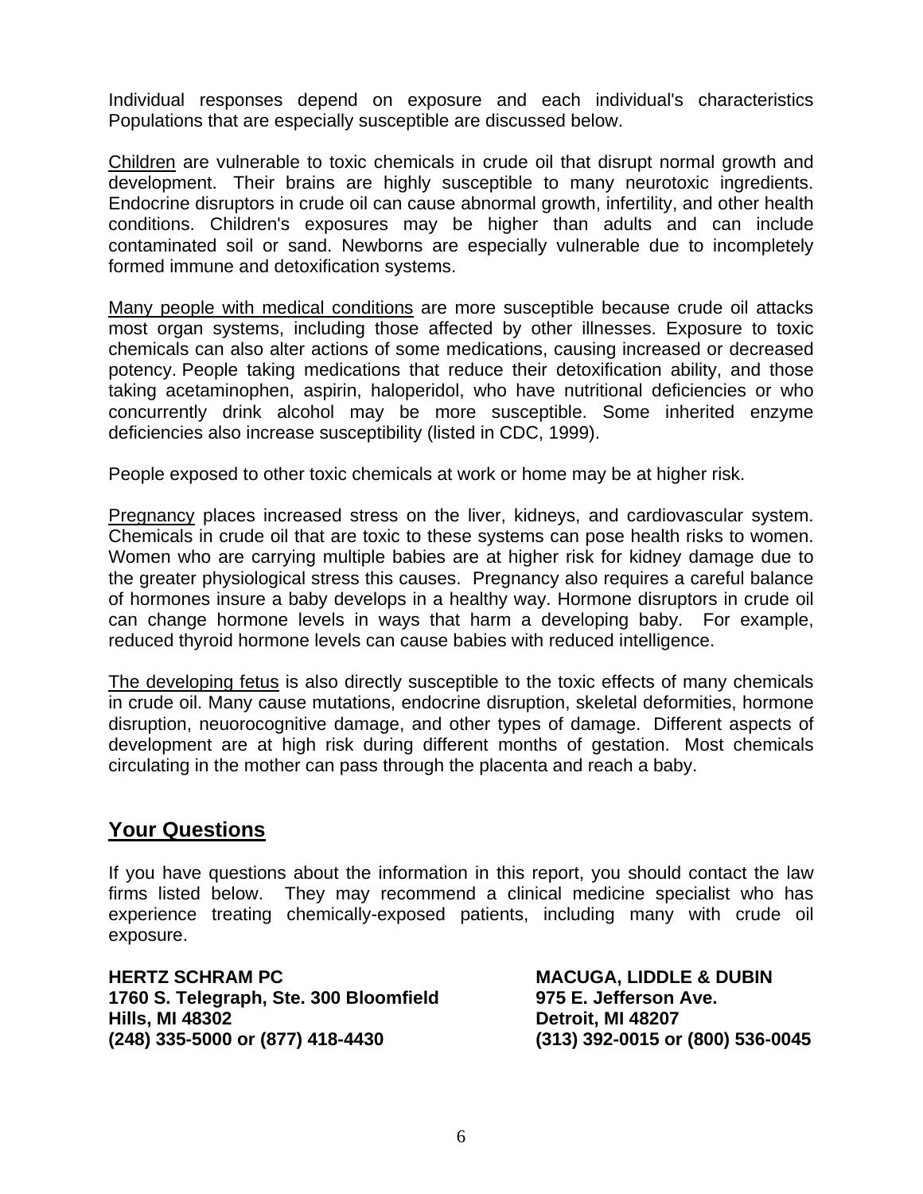Individual responses depend on exposure and each individual's characteristics Populations that are especially susceptible are discussed below.

Children are vulnerable to toxic chemicals in crude oil that disrupt normal growth and development. Their brains are highly susceptible to many neurotoxic ingredients. Endocrine disruptors in crude oil can cause abnormal growth, infertility, and other health conditions. Children's exposures may be higher than adults and can include contaminated soil or sand. Newborns are especially vulnerable due to incompletely formed immune and detoxification systems.

Many people with medical conditions are more susceptible because crude oil attacks most organ systems, including those affected by other illnesses. Exposure to toxic chemicals can also alter actions of some medications, causing increased or decreased potency. People taking medications that reduce their detoxification ability, and those taking acetaminophen, aspirin, haloperidol, who have nutritional deficiencies or who concurrently drink alcohol may be more susceptible. Some inherited enzyme deficiencies also increase susceptibility (listed in CDC, 1999).

People exposed to other toxic chemicals at work or home may be at higher risk.

Pregnancy places increased stress on the liver, kidneys, and cardiovascular system. Chemicals in crude oil that are toxic to these systems can pose health risks to women. Women who are carrying multiple babies are at higher risk for kidney damage due to the greater physiological stress this causes. Pregnancy also requires a careful balance of hormones insure a baby develops in a healthy way. Hormone disruptors in crude oil can change hormone levels in ways that harm a developing baby. For example, reduced thyroid hormone levels can cause babies with reduced intelligence.

The developing fetus is also directly susceptible to the toxic effects of many chemicals in crude oil. Many cause mutations, endocrine disruption, skeletal deformities, hormone disruption, neuorocognitive damage, and other types of damage. Different aspects of development are at high risk during different months of gestation. Most chemicals circulating in the mother can pass through the placenta and reach a baby.

## Your Questions

If you have questions about the information in this report, you should contact the law firms listed below. They may recommend a clinical medicine specialist who has experience treating chemically-exposed patients, including many with crude oil exposure.

**HERTZ SCHRAM PC**
**1760 S. Telegraph, Ste. 300 Bloomfield Hills, MI 48302**
**(248) 335-5000 or (877) 418-4430**

**MACUGA, LIDDLE & DUBIN**
**975 E. Jefferson Ave.**
**Detroit, MI 48207**
**(313) 392-0015 or (800) 536-0045**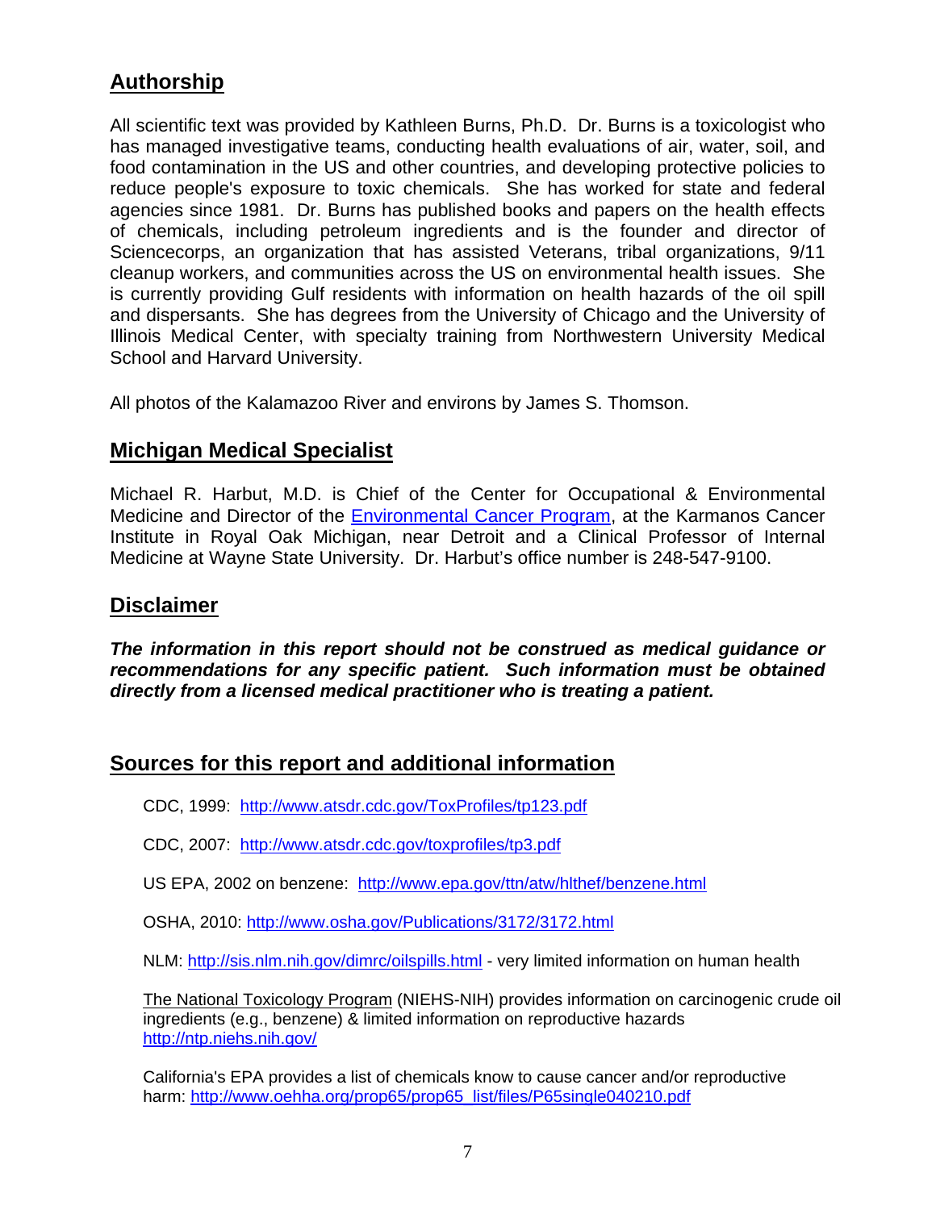## Authorship

All scientific text was provided by Kathleen Burns, Ph.D. Dr. Burns is a toxicologist who has managed investigative teams, conducting health evaluations of air, water, soil, and food contamination in the US and other countries, and developing protective policies to reduce people's exposure to toxic chemicals. She has worked for state and federal agencies since 1981. Dr. Burns has published books and papers on the health effects of chemicals, including petroleum ingredients and is the founder and director of Sciencecorps, an organization that has assisted Veterans, tribal organizations, 9/11 cleanup workers, and communities across the US on environmental health issues. She is currently providing Gulf residents with information on health hazards of the oil spill and dispersants. She has degrees from the University of Chicago and the University of Illinois Medical Center, with specialty training from Northwestern University Medical School and Harvard University.

All photos of the Kalamazoo River and environs by James S. Thomson.

## Michigan Medical Specialist

Michael R. Harbut, M.D. is Chief of the Center for Occupational & Environmental Medicine and Director of the Environmental Cancer Program, at the Karmanos Cancer Institute in Royal Oak Michigan, near Detroit and a Clinical Professor of Internal Medicine at Wayne State University. Dr. Harbut's office number is 248-547-9100.

## Disclaimer

***The information in this report should not be construed as medical guidance or recommendations for any specific patient. Such information must be obtained directly from a licensed medical practitioner who is treating a patient.***

## Sources for this report and additional information

CDC, 1999: http://www.atsdr.cdc.gov/ToxProfiles/tp123.pdf

CDC, 2007: http://www.atsdr.cdc.gov/toxprofiles/tp3.pdf

US EPA, 2002 on benzene: http://www.epa.gov/ttn/atw/hlthef/benzene.html

OSHA, 2010: http://www.osha.gov/Publications/3172/3172.html

NLM: http://sis.nlm.nih.gov/dimrc/oilspills.html - very limited information on human health

The National Toxicology Program (NIEHS-NIH) provides information on carcinogenic crude oil ingredients (e.g., benzene) & limited information on reproductive hazards http://ntp.niehs.nih.gov/

California's EPA provides a list of chemicals know to cause cancer and/or reproductive harm: http://www.oehha.org/prop65/prop65_list/files/P65single040210.pdf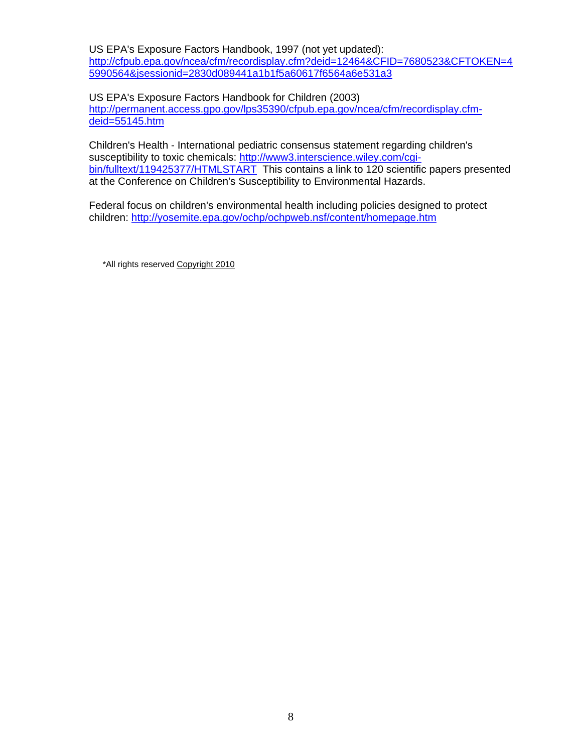US EPA's Exposure Factors Handbook, 1997 (not yet updated):
http://cfpub.epa.gov/ncea/cfm/recordisplay.cfm?deid=12464&CFID=7680523&CFTOKEN=45990564&jsessionid=2830d089441a1b1f5a60617f6564a6e531a3

US EPA's Exposure Factors Handbook for Children (2003)
http://permanent.access.gpo.gov/lps35390/cfpub.epa.gov/ncea/cfm/recordisplay.cfm-deid=55145.htm

Children's Health - International pediatric consensus statement regarding children's susceptibility to toxic chemicals: http://www3.interscience.wiley.com/cgi-bin/fulltext/119425377/HTMLSTART This contains a link to 120 scientific papers presented at the Conference on Children's Susceptibility to Environmental Hazards.

Federal focus on children's environmental health including policies designed to protect children: http://yosemite.epa.gov/ochp/ochpweb.nsf/content/homepage.htm

*All rights reserved Copyright 2010